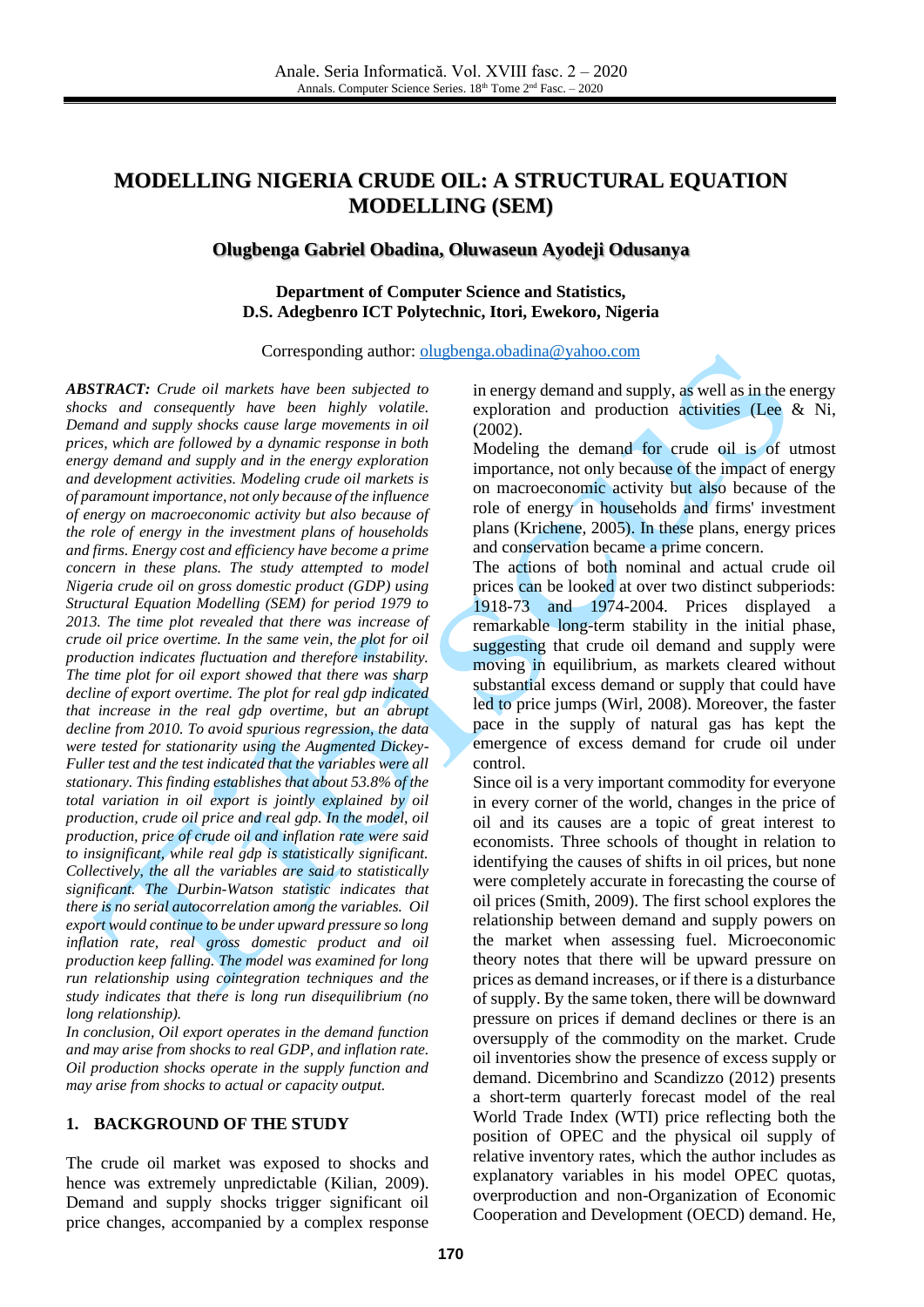# MODELLING NIGERIA CRUDE OIL: A STRUCTURAL EQUATION MODELLING (SEM)

**Olugbenga Gabriel Obadina, Oluwaseun Ayodeji Odusanya**

**Department of Computer Science and Statistics,**
**D.S. Adegbenro ICT Polytechnic, Itori, Ewekoro, Nigeria**

Corresponding author: olugbenga.obadina@yahoo.com

***ABSTRACT:*** *Crude oil markets have been subjected to shocks and consequently have been highly volatile. Demand and supply shocks cause large movements in oil prices, which are followed by a dynamic response in both energy demand and supply and in the energy exploration and development activities. Modeling crude oil markets is of paramount importance, not only because of the influence of energy on macroeconomic activity but also because of the role of energy in the investment plans of households and firms. Energy cost and efficiency have become a prime concern in these plans. The study attempted to model Nigeria crude oil on gross domestic product (GDP) using Structural Equation Modelling (SEM) for period 1979 to 2013. The time plot revealed that there was increase of crude oil price overtime. In the same vein, the plot for oil production indicates fluctuation and therefore instability. The time plot for oil export showed that there was sharp decline of export overtime. The plot for real gdp indicated that increase in the real gdp overtime, but an abrupt decline from 2010. To avoid spurious regression, the data were tested for stationarity using the Augmented Dickey-Fuller test and the test indicated that the variables were all stationary. This finding establishes that about 53.8% of the total variation in oil export is jointly explained by oil production, crude oil price and real gdp. In the model, oil production, price of crude oil and inflation rate were said to insignificant, while real gdp is statistically significant. Collectively, the all the variables are said to statistically significant. The Durbin-Watson statistic indicates that there is no serial autocorrelation among the variables. Oil export would continue to be under upward pressure so long inflation rate, real gross domestic product and oil production keep falling. The model was examined for long run relationship using cointegration techniques and the study indicates that there is long run disequilibrium (no long relationship).*

*In conclusion, Oil export operates in the demand function and may arise from shocks to real GDP, and inflation rate. Oil production shocks operate in the supply function and may arise from shocks to actual or capacity output.*

## 1. BACKGROUND OF THE STUDY

The crude oil market was exposed to shocks and hence was extremely unpredictable (Kilian, 2009). Demand and supply shocks trigger significant oil price changes, accompanied by a complex response in energy demand and supply, as well as in the energy exploration and production activities (Lee & Ni, (2002).

Modeling the demand for crude oil is of utmost importance, not only because of the impact of energy on macroeconomic activity but also because of the role of energy in households and firms' investment plans (Krichene, 2005). In these plans, energy prices and conservation became a prime concern.

The actions of both nominal and actual crude oil prices can be looked at over two distinct subperiods: 1918-73 and 1974-2004. Prices displayed a remarkable long-term stability in the initial phase, suggesting that crude oil demand and supply were moving in equilibrium, as markets cleared without substantial excess demand or supply that could have led to price jumps (Wirl, 2008). Moreover, the faster pace in the supply of natural gas has kept the emergence of excess demand for crude oil under control.

Since oil is a very important commodity for everyone in every corner of the world, changes in the price of oil and its causes are a topic of great interest to economists. Three schools of thought in relation to identifying the causes of shifts in oil prices, but none were completely accurate in forecasting the course of oil prices (Smith, 2009). The first school explores the relationship between demand and supply powers on the market when assessing fuel. Microeconomic theory notes that there will be upward pressure on prices as demand increases, or if there is a disturbance of supply. By the same token, there will be downward pressure on prices if demand declines or there is an oversupply of the commodity on the market. Crude oil inventories show the presence of excess supply or demand. Dicembrino and Scandizzo (2012) presents a short-term quarterly forecast model of the real World Trade Index (WTI) price reflecting both the position of OPEC and the physical oil supply of relative inventory rates, which the author includes as explanatory variables in his model OPEC quotas, overproduction and non-Organization of Economic Cooperation and Development (OECD) demand. He,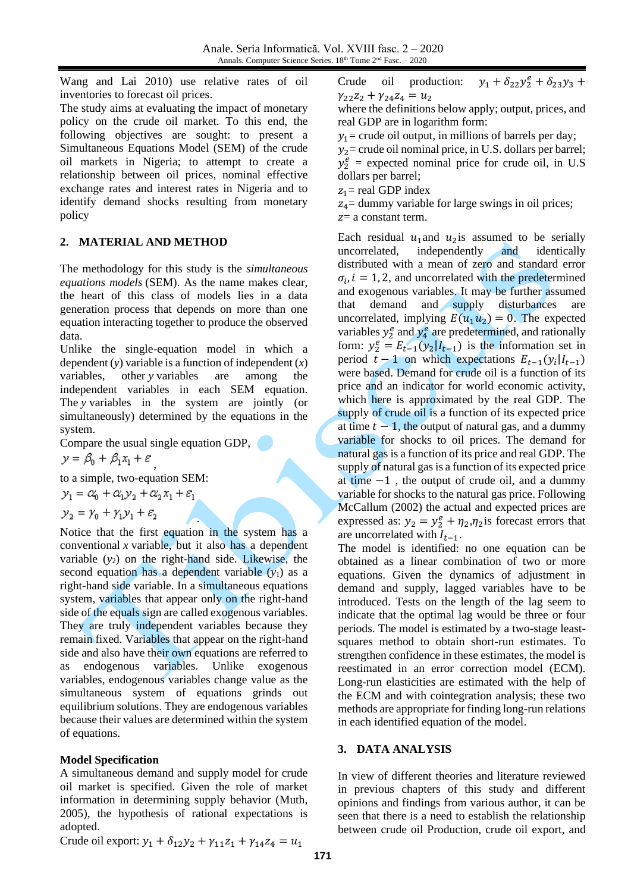Wang and Lai 2010) use relative rates of oil inventories to forecast oil prices.

The study aims at evaluating the impact of monetary policy on the crude oil market. To this end, the following objectives are sought: to present a Simultaneous Equations Model (SEM) of the crude oil markets in Nigeria; to attempt to create a relationship between oil prices, nominal effective exchange rates and interest rates in Nigeria and to identify demand shocks resulting from monetary policy

## 2. MATERIAL AND METHOD

The methodology for this study is the *simultaneous equations models* (SEM). As the name makes clear, the heart of this class of models lies in a data generation process that depends on more than one equation interacting together to produce the observed data.

Unlike the single-equation model in which a dependent (*y*) variable is a function of independent (*x*) variables, other *y* variables are among the independent variables in each SEM equation. The *y* variables in the system are jointly (or simultaneously) determined by the equations in the system.

Compare the usual single equation GDP,

$$y = \beta_0 + \beta_1 x_1 + \varepsilon$$

to a simple, two-equation SEM:

$$y_1 = \alpha_0 + \alpha_1 y_2 + \alpha_2 x_1 + \varepsilon_1$$

$$y_2 = \gamma_0 + \gamma_1 y_1 + \varepsilon_2$$

Notice that the first equation in the system has a conventional *x* variable, but it also has a dependent variable ($y_2$) on the right-hand side. Likewise, the second equation has a dependent variable ($y_1$) as a right-hand side variable. In a simultaneous equations system, variables that appear only on the right-hand side of the equals sign are called exogenous variables. They are truly independent variables because they remain fixed. Variables that appear on the right-hand side and also have their own equations are referred to as endogenous variables. Unlike exogenous variables, endogenous variables change value as the simultaneous system of equations grinds out equilibrium solutions. They are endogenous variables because their values are determined within the system of equations.

### Model Specification

A simultaneous demand and supply model for crude oil market is specified. Given the role of market information in determining supply behavior (Muth, 2005), the hypothesis of rational expectations is adopted.

Crude oil export: $y_1 + \delta_{12} y_2 + \gamma_{11} z_1 + \gamma_{14} z_4 = u_1$

Crude oil production: $y_1 + \delta_{22} y_2^e + \delta_{23} y_3 + \gamma_{22} z_2 + \gamma_{24} z_4 = u_2$

where the definitions below apply; output, prices, and real GDP are in logarithm form:

$y_1$ = crude oil output, in millions of barrels per day;
$y_2$ = crude oil nominal price, in U.S. dollars per barrel;
$y_2^e$ = expected nominal price for crude oil, in U.S dollars per barrel;
$z_1$ = real GDP index
$z_4$ = dummy variable for large swings in oil prices;
$z$ = a constant term.

Each residual $u_1$ and $u_2$ is assumed to be serially uncorrelated, independently and identically distributed with a mean of zero and standard error $\sigma_i, i = 1, 2$, and uncorrelated with the predetermined and exogenous variables. It may be further assumed that demand and supply disturbances are uncorrelated, implying $E(u_1 u_2) = 0$. The expected variables $y_2^e$ and $y_4^e$ are predetermined, and rationally form: $y_2^e = E_{t-1}(y_2 | I_{t-1})$ is the information set in period $t-1$ on which expectations $E_{t-1}(y_i | I_{t-1})$ were based. Demand for crude oil is a function of its price and an indicator for world economic activity, which here is approximated by the real GDP. The supply of crude oil is a function of its expected price at time $t-1$, the output of natural gas, and a dummy variable for shocks to oil prices. The demand for natural gas is a function of its price and real GDP. The supply of natural gas is a function of its expected price at time $-1$, the output of crude oil, and a dummy variable for shocks to the natural gas price. Following McCallum (2002) the actual and expected prices are expressed as: $y_2 = y_2^e + \eta_2$, $\eta_2$ is forecast errors that are uncorrelated with $I_{t-1}$.

The model is identified: no one equation can be obtained as a linear combination of two or more equations. Given the dynamics of adjustment in demand and supply, lagged variables have to be introduced. Tests on the length of the lag seem to indicate that the optimal lag would be three or four periods. The model is estimated by a two-stage least-squares method to obtain short-run estimates. To strengthen confidence in these estimates, the model is reestimated in an error correction model (ECM). Long-run elasticities are estimated with the help of the ECM and with cointegration analysis; these two methods are appropriate for finding long-run relations in each identified equation of the model.

## 3. DATA ANALYSIS

In view of different theories and literature reviewed in previous chapters of this study and different opinions and findings from various author, it can be seen that there is a need to establish the relationship between crude oil Production, crude oil export, and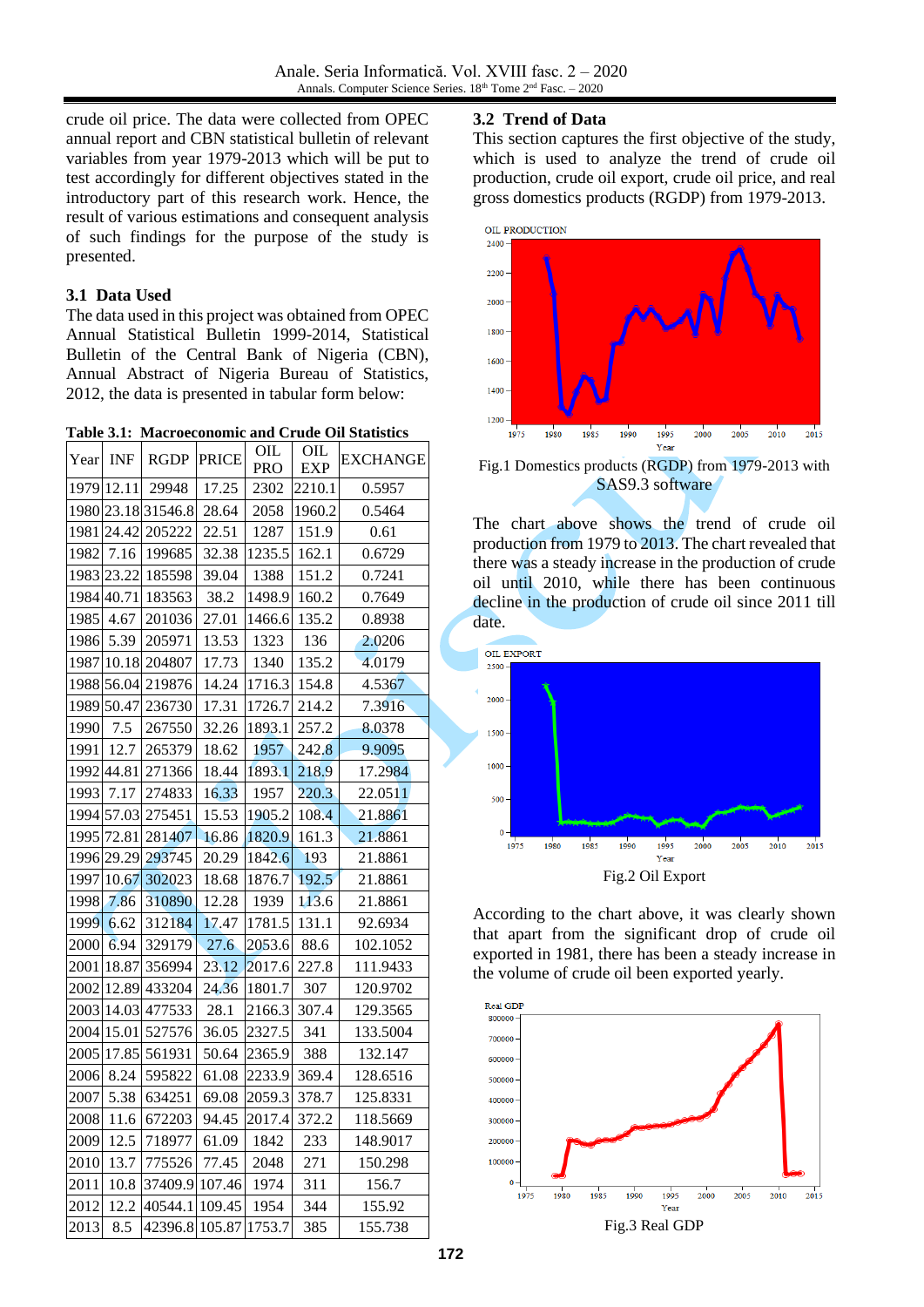crude oil price. The data were collected from OPEC annual report and CBN statistical bulletin of relevant variables from year 1979-2013 which will be put to test accordingly for different objectives stated in the introductory part of this research work. Hence, the result of various estimations and consequent analysis of such findings for the purpose of the study is presented.

### 3.1 Data Used

The data used in this project was obtained from OPEC Annual Statistical Bulletin 1999-2014, Statistical Bulletin of the Central Bank of Nigeria (CBN), Annual Abstract of Nigeria Bureau of Statistics, 2012, the data is presented in tabular form below:

**Table 3.1: Macroeconomic and Crude Oil Statistics**

| Year | INF | RGDP | PRICE | OIL PRO | OIL EXP | EXCHANGE |
|---|---|---|---|---|---|---|
| 1979 | 12.11 | 29948 | 17.25 | 2302 | 2210.1 | 0.5957 |
| 1980 | 23.18 | 31546.8 | 28.64 | 2058 | 1960.2 | 0.5464 |
| 1981 | 24.42 | 205222 | 22.51 | 1287 | 151.9 | 0.61 |
| 1982 | 7.16 | 199685 | 32.38 | 1235.5 | 162.1 | 0.6729 |
| 1983 | 23.22 | 185598 | 39.04 | 1388 | 151.2 | 0.7241 |
| 1984 | 40.71 | 183563 | 38.2 | 1498.9 | 160.2 | 0.7649 |
| 1985 | 4.67 | 201036 | 27.01 | 1466.6 | 135.2 | 0.8938 |
| 1986 | 5.39 | 205971 | 13.53 | 1323 | 136 | 2.0206 |
| 1987 | 10.18 | 204807 | 17.73 | 1340 | 135.2 | 4.0179 |
| 1988 | 56.04 | 219876 | 14.24 | 1716.3 | 154.8 | 4.5367 |
| 1989 | 50.47 | 236730 | 17.31 | 1726.7 | 214.2 | 7.3916 |
| 1990 | 7.5 | 267550 | 32.26 | 1893.1 | 257.2 | 8.0378 |
| 1991 | 12.7 | 265379 | 18.62 | 1957 | 242.8 | 9.9095 |
| 1992 | 44.81 | 271366 | 18.44 | 1893.1 | 218.9 | 17.2984 |
| 1993 | 7.17 | 274833 | 16.33 | 1957 | 220.3 | 22.0511 |
| 1994 | 57.03 | 275451 | 15.53 | 1905.2 | 108.4 | 21.8861 |
| 1995 | 72.81 | 281407 | 16.86 | 1820.9 | 161.3 | 21.8861 |
| 1996 | 29.29 | 293745 | 20.29 | 1842.6 | 193 | 21.8861 |
| 1997 | 10.67 | 302023 | 18.68 | 1876.7 | 192.5 | 21.8861 |
| 1998 | 7.86 | 310890 | 12.28 | 1939 | 113.6 | 21.8861 |
| 1999 | 6.62 | 312184 | 17.47 | 1781.5 | 131.1 | 92.6934 |
| 2000 | 6.94 | 329179 | 27.6 | 2053.6 | 88.6 | 102.1052 |
| 2001 | 18.87 | 356994 | 23.12 | 2017.6 | 227.8 | 111.9433 |
| 2002 | 12.89 | 433204 | 24.36 | 1801.7 | 307 | 120.9702 |
| 2003 | 14.03 | 477533 | 28.1 | 2166.3 | 307.4 | 129.3565 |
| 2004 | 15.01 | 527576 | 36.05 | 2327.5 | 341 | 133.5004 |
| 2005 | 17.85 | 561931 | 50.64 | 2365.9 | 388 | 132.147 |
| 2006 | 8.24 | 595822 | 61.08 | 2233.9 | 369.4 | 128.6516 |
| 2007 | 5.38 | 634251 | 69.08 | 2059.3 | 378.7 | 125.8331 |
| 2008 | 11.6 | 672203 | 94.45 | 2017.4 | 372.2 | 118.5669 |
| 2009 | 12.5 | 718977 | 61.09 | 1842 | 233 | 148.9017 |
| 2010 | 13.7 | 775526 | 77.45 | 2048 | 271 | 150.298 |
| 2011 | 10.8 | 37409.9 | 107.46 | 1974 | 311 | 156.7 |
| 2012 | 12.2 | 40544.1 | 109.45 | 1954 | 344 | 155.92 |
| 2013 | 8.5 | 42396.8 | 105.87 | 1753.7 | 385 | 155.738 |

### 3.2 Trend of Data

This section captures the first objective of the study, which is used to analyze the trend of crude oil production, crude oil export, crude oil price, and real gross domestics products (RGDP) from 1979-2013.

Fig.1 Domestics products (RGDP) from 1979-2013 with SAS9.3 software

The chart above shows the trend of crude oil production from 1979 to 2013. The chart revealed that there was a steady increase in the production of crude oil until 2010, while there has been continuous decline in the production of crude oil since 2011 till date.

Fig.2 Oil Export

According to the chart above, it was clearly shown that apart from the significant drop of crude oil exported in 1981, there has been a steady increase in the volume of crude oil been exported yearly.

Fig.3 Real GDP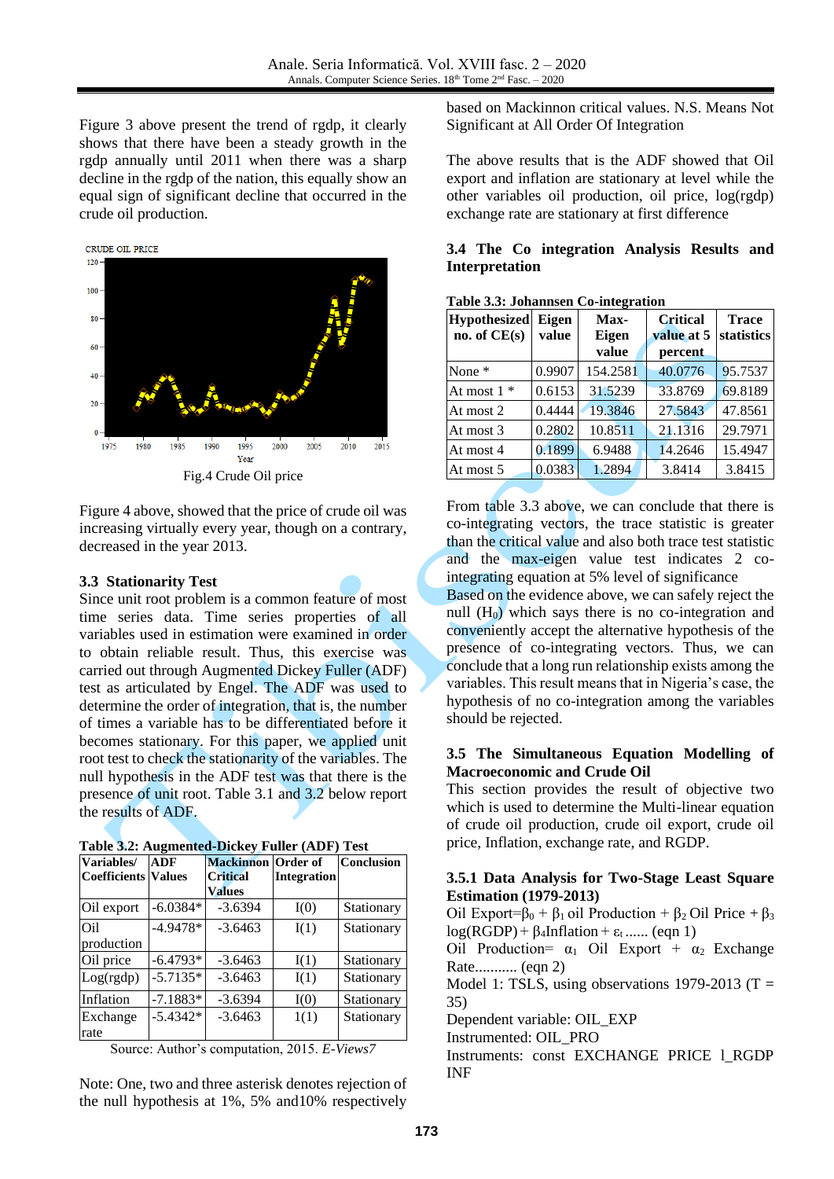Figure 3 above present the trend of rgdp, it clearly shows that there have been a steady growth in the rgdp annually until 2011 when there was a sharp decline in the rgdp of the nation, this equally show an equal sign of significant decline that occurred in the crude oil production.

Fig.4 Crude Oil price

Figure 4 above, showed that the price of crude oil was increasing virtually every year, though on a contrary, decreased in the year 2013.

### 3.3 Stationarity Test

Since unit root problem is a common feature of most time series data. Time series properties of all variables used in estimation were examined in order to obtain reliable result. Thus, this exercise was carried out through Augmented Dickey Fuller (ADF) test as articulated by Engel. The ADF was used to determine the order of integration, that is, the number of times a variable has to be differentiated before it becomes stationary. For this paper, we applied unit root test to check the stationarity of the variables. The null hypothesis in the ADF test was that there is the presence of unit root. Table 3.1 and 3.2 below report the results of ADF.

**Table 3.2: Augmented-Dickey Fuller (ADF) Test**

| Variables/ Coefficients | ADF Values | Mackinnon Critical Values | Order of Integration | Conclusion |
|---|---|---|---|---|
| Oil export | -6.0384* | -3.6394 | I(0) | Stationary |
| Oil production | -4.9478* | -3.6463 | I(1) | Stationary |
| Oil price | -6.4793* | -3.6463 | I(1) | Stationary |
| Log(rgdp) | -5.7135* | -3.6463 | I(1) | Stationary |
| Inflation | -7.1883* | -3.6394 | I(0) | Stationary |
| Exchange rate | -5.4342* | -3.6463 | I(1) | Stationary |

Source: Author's computation, 2015. *E-Views7*

Note: One, two and three asterisk denotes rejection of the null hypothesis at 1%, 5% and10% respectively based on Mackinnon critical values. N.S. Means Not Significant at All Order Of Integration

The above results that is the ADF showed that Oil export and inflation are stationary at level while the other variables oil production, oil price, log(rgdp) exchange rate are stationary at first difference

### 3.4 The Co integration Analysis Results and Interpretation

**Table 3.3: Johannsen Co-integration**

| Hypothesized no. of CE(s) | Eigen value | Max-Eigen value | Critical value at 5 percent | Trace statistics |
|---|---|---|---|---|
| None * | 0.9907 | 154.2581 | 40.0776 | 95.7537 |
| At most 1 * | 0.6153 | 31.5239 | 33.8769 | 69.8189 |
| At most 2 | 0.4444 | 19.3846 | 27.5843 | 47.8561 |
| At most 3 | 0.2802 | 10.8511 | 21.1316 | 29.7971 |
| At most 4 | 0.1899 | 6.9488 | 14.2646 | 15.4947 |
| At most 5 | 0.0383 | 1.2894 | 3.8414 | 3.8415 |

From table 3.3 above, we can conclude that there is co-integrating vectors, the trace statistic is greater than the critical value and also both trace test statistic and the max-eigen value test indicates 2 co-integrating equation at 5% level of significance

Based on the evidence above, we can safely reject the null ($H_0$) which says there is no co-integration and conveniently accept the alternative hypothesis of the presence of co-integrating vectors. Thus, we can conclude that a long run relationship exists among the variables. This result means that in Nigeria's case, the hypothesis of no co-integration among the variables should be rejected.

### 3.5 The Simultaneous Equation Modelling of Macroeconomic and Crude Oil

This section provides the result of objective two which is used to determine the Multi-linear equation of crude oil production, crude oil export, crude oil price, Inflation, exchange rate, and RGDP.

#### 3.5.1 Data Analysis for Two-Stage Least Square Estimation (1979-2013)

Oil Export=$\beta_0$ + $\beta_1$ oil Production + $\beta_2$ Oil Price + $\beta_3$ log(RGDP) + $\beta_4$Inflation + $\varepsilon_t$ ...... (eqn 1)

Oil Production= $\alpha_1$ Oil Export + $\alpha_2$ Exchange Rate........... (eqn 2)

Model 1: TSLS, using observations 1979-2013 (T = 35)

Dependent variable: OIL_EXP

Instrumented: OIL_PRO

Instruments: const EXCHANGE PRICE l_RGDP INF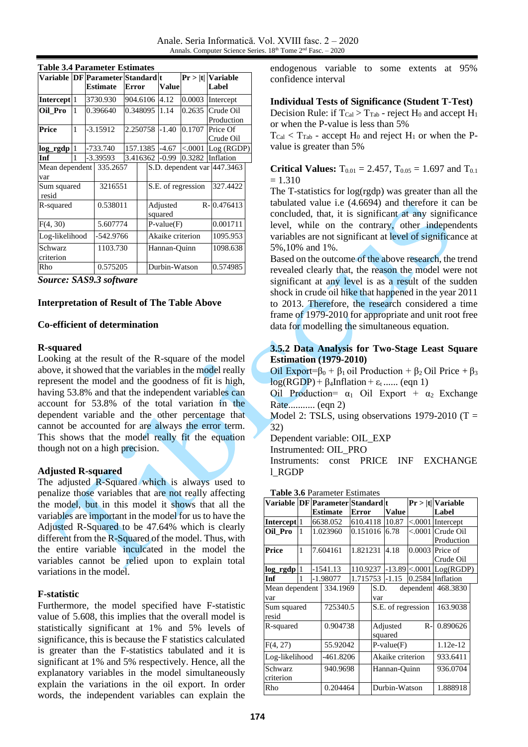**Table 3.4 Parameter Estimates**

| Variable | DF | Parameter Estimate | Standard Error | t Value | Pr > \|t\| | Variable Label |
|---|---|---|---|---|---|---|
| **Intercept** | 1 | 3730.930 | 904.6106 | 4.12 | 0.0003 | Intercept |
| **Oil_Pro** | 1 | 0.396640 | 0.348095 | 1.14 | 0.2635 | Crude Oil Production |
| **Price** | 1 | -3.15912 | 2.250758 | -1.40 | 0.1707 | Price Of Crude Oil |
| **log_rgdp** | 1 | -733.740 | 157.1385 | -4.67 | <.0001 | Log (RGDP) |
| **Inf** | 1 | -3.39593 | 3.416362 | -0.99 | 0.3282 | Inflation |

| | | | |
|---|---|---|---|
| Mean dependent var | 335.2657 | S.D. dependent var | 447.3463 |
| Sum squared resid | 3216551 | S.E. of regression | 327.4422 |
| R-squared | 0.538011 | Adjusted R-squared | 0.476413 |
| F(4, 30) | 5.607774 | P-value(F) | 0.001711 |
| Log-likelihood | -542.9766 | Akaike criterion | 1095.953 |
| Schwarz criterion | 1103.730 | Hannan-Quinn | 1098.638 |
| Rho | 0.575205 | Durbin-Watson | 0.574985 |

***Source: SAS9.3 software***

**Interpretation of Result of The Table Above**

**Co-efficient of determination**

**R-squared**

Looking at the result of the R-square of the model above, it showed that the variables in the model really represent the model and the goodness of fit is high, having 53.8% and that the independent variables can account for 53.8% of the total variation in the dependent variable and the other percentage that cannot be accounted for are always the error term. This shows that the model really fit the equation though not on a high precision.

**Adjusted R-squared**

The adjusted R-Squared which is always used to penalize those variables that are not really affecting the model, but in this model it shows that all the variables are important in the model for us to have the Adjusted R-Squared to be 47.64% which is clearly different from the R-Squared of the model. Thus, with the entire variable inculcated in the model the variables cannot be relied upon to explain total variations in the model.

**F-statistic**

Furthermore, the model specified have F-statistic value of 5.608, this implies that the overall model is statistically significant at 1% and 5% levels of significance, this is because the F statistics calculated is greater than the F-statistics tabulated and it is significant at 1% and 5% respectively. Hence, all the explanatory variables in the model simultaneously explain the variations in the oil export. In order words, the independent variables can explain the endogenous variable to some extents at 95% confidence interval

**Individual Tests of Significance (Student T-Test)**

Decision Rule: if $T_{Cal} > T_{Tab}$ - reject $H_0$ and accept $H_1$ or when the P-value is less than 5%

$T_{Cal} < T_{Tab}$ - accept $H_0$ and reject $H_1$ or when the P-value is greater than 5%

**Critical Values:** $T_{0.01} = 2.457$, $T_{0.05} = 1.697$ and $T_{0.1} = 1.310$

The T-statistics for log(rgdp) was greater than all the tabulated value i.e (4.6694) and therefore it can be concluded, that, it is significant at any significance level, while on the contrary, other independents variables are not significant at level of significance at 5%,10% and 1%.

Based on the outcome of the above research, the trend revealed clearly that, the reason the model were not significant at any level is as a result of the sudden shock in crude oil hike that happened in the year 2011 to 2013. Therefore, the research considered a time frame of 1979-2010 for appropriate and unit root free data for modelling the simultaneous equation.

**3.5.2 Data Analysis for Two-Stage Least Square Estimation (1979-2010)**

Oil Export$=\beta_0 + \beta_1$ oil Production $+ \beta_2$ Oil Price $+ \beta_3$ log(RGDP) $+ \beta_4$Inflation $+ \varepsilon_t$ ...... (eqn 1)

Oil Production$= \alpha_1$ Oil Export $+ \alpha_2$ Exchange Rate........... (eqn 2)

Model 2: TSLS, using observations 1979-2010 (T = 32)

Dependent variable: OIL_EXP

Instrumented: OIL_PRO

Instruments: const PRICE INF EXCHANGE l_RGDP

**Table 3.6** Parameter Estimates

| Variable | DF | Parameter Estimate | Standard Error | t Value | Pr > \|t\| | Variable Label |
|---|---|---|---|---|---|---|
| **Intercept** | 1 | 6638.052 | 610.4118 | 10.87 | <.0001 | Intercept |
| **Oil_Pro** | 1 | 1.023960 | 0.151016 | 6.78 | <.0001 | Crude Oil Production |
| **Price** | 1 | 7.604161 | 1.821231 | 4.18 | 0.0003 | Price of Crude Oil |
| **log_rgdp** | 1 | -1541.13 | 110.9237 | -13.89 | <.0001 | Log(RGDP) |
| **Inf** | 1 | -1.98077 | 1.715753 | -1.15 | 0.2584 | Inflation |

| | | | |
|---|---|---|---|
| Mean dependent var | 334.1969 | S.D. dependent var | 468.3830 |
| Sum squared resid | 725340.5 | S.E. of regression | 163.9038 |
| R-squared | 0.904738 | Adjusted R-squared | 0.890626 |
| F(4, 27) | 55.92042 | P-value(F) | 1.12e-12 |
| Log-likelihood | -461.8206 | Akaike criterion | 933.6411 |
| Schwarz criterion | 940.9698 | Hannan-Quinn | 936.0704 |
| Rho | 0.204464 | Durbin-Watson | 1.888918 |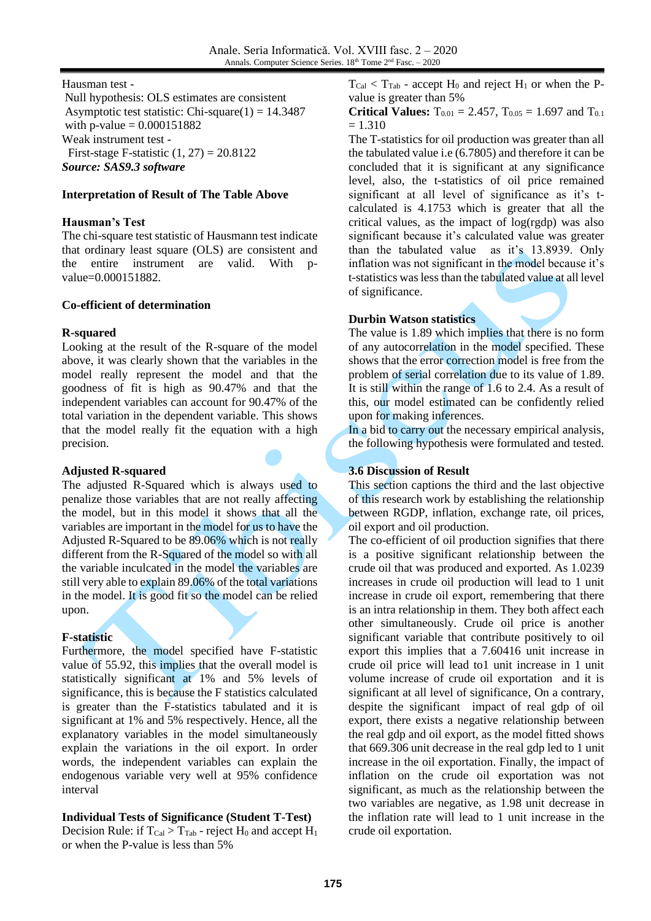Hausman test -
Null hypothesis: OLS estimates are consistent
Asymptotic test statistic: Chi-square(1) = 14.3487
with p-value = 0.000151882
Weak instrument test -
First-stage F-statistic (1, 27) = 20.8122
***Source: SAS9.3 software***

**Interpretation of Result of The Table Above**

**Hausman's Test**

The chi-square test statistic of Hausmann test indicate that ordinary least square (OLS) are consistent and the entire instrument are valid. With p-value=0.000151882.

**Co-efficient of determination**

**R-squared**

Looking at the result of the R-square of the model above, it was clearly shown that the variables in the model really represent the model and that the goodness of fit is high as 90.47% and that the independent variables can account for 90.47% of the total variation in the dependent variable. This shows that the model really fit the equation with a high precision.

**Adjusted R-squared**

The adjusted R-Squared which is always used to penalize those variables that are not really affecting the model, but in this model it shows that all the variables are important in the model for us to have the Adjusted R-Squared to be 89.06% which is not really different from the R-Squared of the model so with all the variable inculcated in the model the variables are still very able to explain 89.06% of the total variations in the model. It is good fit so the model can be relied upon.

**F-statistic**

Furthermore, the model specified have F-statistic value of 55.92, this implies that the overall model is statistically significant at 1% and 5% levels of significance, this is because the F statistics calculated is greater than the F-statistics tabulated and it is significant at 1% and 5% respectively. Hence, all the explanatory variables in the model simultaneously explain the variations in the oil export. In order words, the independent variables can explain the endogenous variable very well at 95% confidence interval

**Individual Tests of Significance (Student T-Test)**

Decision Rule: if $T_{Cal} > T_{Tab}$ - reject $H_0$ and accept $H_1$ or when the P-value is less than 5%

$T_{Cal} < T_{Tab}$ - accept $H_0$ and reject $H_1$ or when the P-value is greater than 5%

**Critical Values:** $T_{0.01} = 2.457$, $T_{0.05} = 1.697$ and $T_{0.1} = 1.310$

The T-statistics for oil production was greater than all the tabulated value i.e (6.7805) and therefore it can be concluded that it is significant at any significance level, also, the t-statistics of oil price remained significant at all level of significance as it's t-calculated is 4.1753 which is greater that all the critical values, as the impact of log(rgdp) was also significant because it's calculated value was greater than the tabulated value as it's 13.8939. Only inflation was not significant in the model because it's t-statistics was less than the tabulated value at all level of significance.

**Durbin Watson statistics**

The value is 1.89 which implies that there is no form of any autocorrelation in the model specified. These shows that the error correction model is free from the problem of serial correlation due to its value of 1.89. It is still within the range of 1.6 to 2.4. As a result of this, our model estimated can be confidently relied upon for making inferences.

In a bid to carry out the necessary empirical analysis, the following hypothesis were formulated and tested.

**3.6 Discussion of Result**

This section captions the third and the last objective of this research work by establishing the relationship between RGDP, inflation, exchange rate, oil prices, oil export and oil production.

The co-efficient of oil production signifies that there is a positive significant relationship between the crude oil that was produced and exported. As 1.0239 increases in crude oil production will lead to 1 unit increase in crude oil export, remembering that there is an intra relationship in them. They both affect each other simultaneously. Crude oil price is another significant variable that contribute positively to oil export this implies that a 7.60416 unit increase in crude oil price will lead to1 unit increase in 1 unit volume increase of crude oil exportation and it is significant at all level of significance, On a contrary, despite the significant impact of real gdp of oil export, there exists a negative relationship between the real gdp and oil export, as the model fitted shows that 669.306 unit decrease in the real gdp led to 1 unit increase in the oil exportation. Finally, the impact of inflation on the crude oil exportation was not significant, as much as the relationship between the two variables are negative, as 1.98 unit decrease in the inflation rate will lead to 1 unit increase in the crude oil exportation.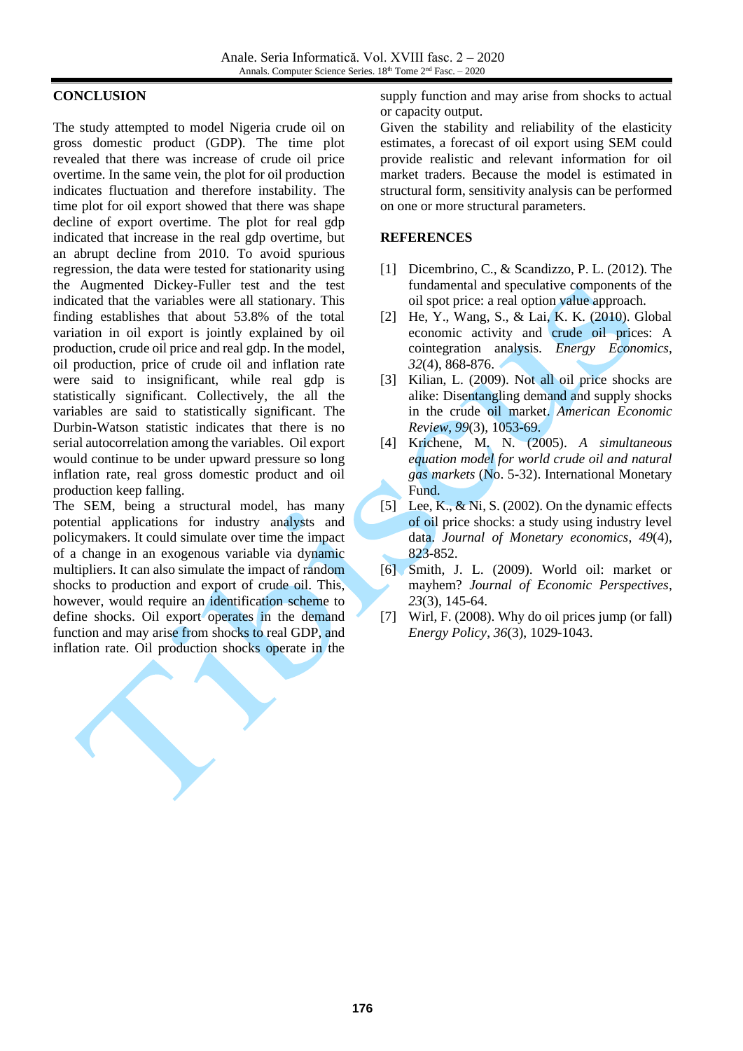## CONCLUSION

The study attempted to model Nigeria crude oil on gross domestic product (GDP). The time plot revealed that there was increase of crude oil price overtime. In the same vein, the plot for oil production indicates fluctuation and therefore instability. The time plot for oil export showed that there was shape decline of export overtime. The plot for real gdp indicated that increase in the real gdp overtime, but an abrupt decline from 2010. To avoid spurious regression, the data were tested for stationarity using the Augmented Dickey-Fuller test and the test indicated that the variables were all stationary. This finding establishes that about 53.8% of the total variation in oil export is jointly explained by oil production, crude oil price and real gdp. In the model, oil production, price of crude oil and inflation rate were said to insignificant, while real gdp is statistically significant. Collectively, the all the variables are said to statistically significant. The Durbin-Watson statistic indicates that there is no serial autocorrelation among the variables. Oil export would continue to be under upward pressure so long inflation rate, real gross domestic product and oil production keep falling.

The SEM, being a structural model, has many potential applications for industry analysts and policymakers. It could simulate over time the impact of a change in an exogenous variable via dynamic multipliers. It can also simulate the impact of random shocks to production and export of crude oil. This, however, would require an identification scheme to define shocks. Oil export operates in the demand function and may arise from shocks to real GDP, and inflation rate. Oil production shocks operate in the supply function and may arise from shocks to actual or capacity output.

Given the stability and reliability of the elasticity estimates, a forecast of oil export using SEM could provide realistic and relevant information for oil market traders. Because the model is estimated in structural form, sensitivity analysis can be performed on one or more structural parameters.

## REFERENCES

[1] Dicembrino, C., & Scandizzo, P. L. (2012). The fundamental and speculative components of the oil spot price: a real option value approach.

[2] He, Y., Wang, S., & Lai, K. K. (2010). Global economic activity and crude oil prices: A cointegration analysis. *Energy Economics*, *32*(4), 868-876.

[3] Kilian, L. (2009). Not all oil price shocks are alike: Disentangling demand and supply shocks in the crude oil market. *American Economic Review*, *99*(3), 1053-69.

[4] Krichene, M. N. (2005). *A simultaneous equation model for world crude oil and natural gas markets* (No. 5-32). International Monetary Fund.

[5] Lee, K., & Ni, S. (2002). On the dynamic effects of oil price shocks: a study using industry level data. *Journal of Monetary economics*, *49*(4), 823-852.

[6] Smith, J. L. (2009). World oil: market or mayhem? *Journal of Economic Perspectives*, *23*(3), 145-64.

[7] Wirl, F. (2008). Why do oil prices jump (or fall) *Energy Policy*, *36*(3), 1029-1043.